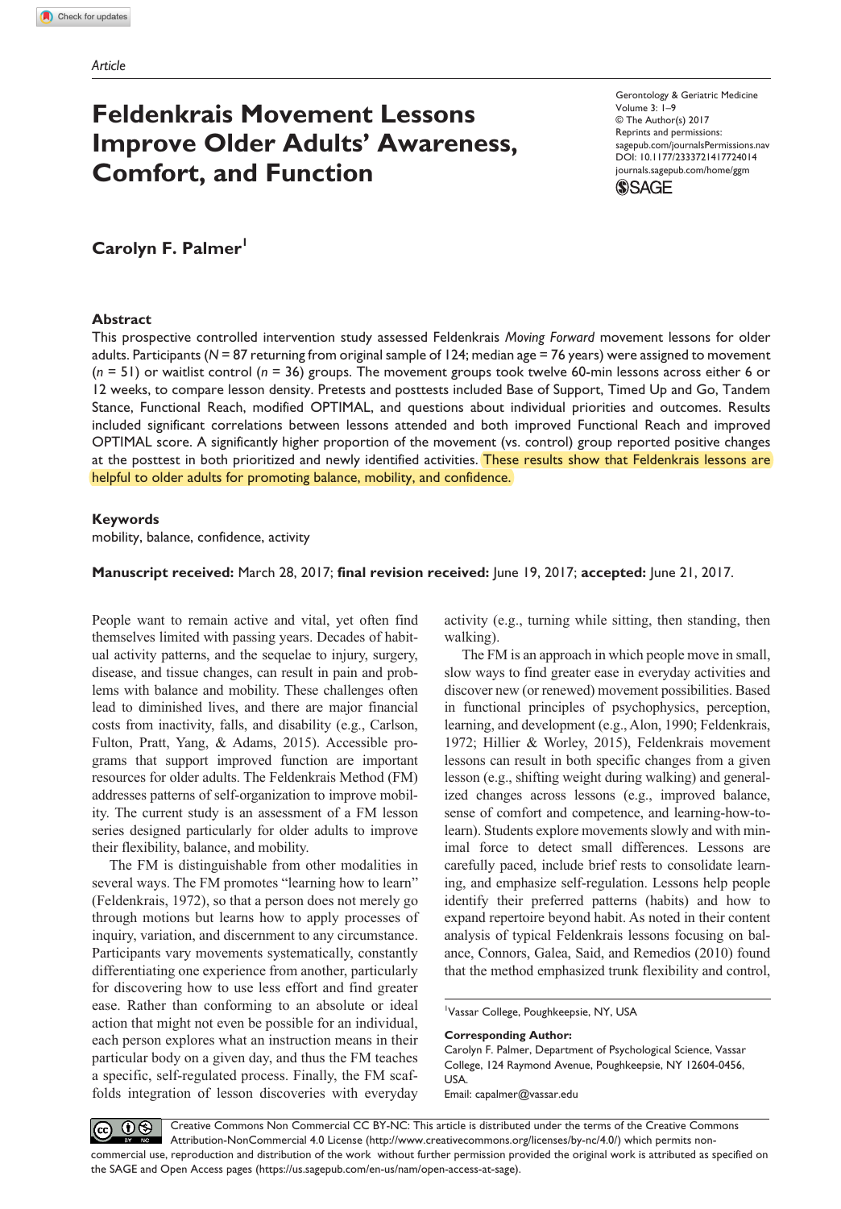*Article*

# Feldenkrais Movement Lessons Improve Older Adults' Awareness, Comfort, and Function

Gerontology & Geriatric Medicine
Volume 3: 1–9
© The Author(s) 2017
Reprints and permissions: sagepub.com/journalsPermissions.nav
DOI: 10.1177/2333721417724014
journals.sagepub.com/home/ggm

**Carolyn F. Palmer**[1]

## Abstract

This prospective controlled intervention study assessed Feldenkrais *Moving Forward* movement lessons for older adults. Participants ($N$ = 87 returning from original sample of 124; median age = 76 years) were assigned to movement ($n$ = 51) or waitlist control ($n$ = 36) groups. The movement groups took twelve 60-min lessons across either 6 or 12 weeks, to compare lesson density. Pretests and posttests included Base of Support, Timed Up and Go, Tandem Stance, Functional Reach, modified OPTIMAL, and questions about individual priorities and outcomes. Results included significant correlations between lessons attended and both improved Functional Reach and improved OPTIMAL score. A significantly higher proportion of the movement (vs. control) group reported positive changes at the posttest in both prioritized and newly identified activities. These results show that Feldenkrais lessons are helpful to older adults for promoting balance, mobility, and confidence.

### Keywords

mobility, balance, confidence, activity

**Manuscript received:** March 28, 2017; **final revision received:** June 19, 2017; **accepted:** June 21, 2017.

People want to remain active and vital, yet often find themselves limited with passing years. Decades of habitual activity patterns, and the sequelae to injury, surgery, disease, and tissue changes, can result in pain and problems with balance and mobility. These challenges often lead to diminished lives, and there are major financial costs from inactivity, falls, and disability (e.g., Carlson, Fulton, Pratt, Yang, & Adams, 2015). Accessible programs that support improved function are important resources for older adults. The Feldenkrais Method (FM) addresses patterns of self-organization to improve mobility. The current study is an assessment of a FM lesson series designed particularly for older adults to improve their flexibility, balance, and mobility.

The FM is distinguishable from other modalities in several ways. The FM promotes "learning how to learn" (Feldenkrais, 1972), so that a person does not merely go through motions but learns how to apply processes of inquiry, variation, and discernment to any circumstance. Participants vary movements systematically, constantly differentiating one experience from another, particularly for discovering how to use less effort and find greater ease. Rather than conforming to an absolute or ideal action that might not even be possible for an individual, each person explores what an instruction means in their particular body on a given day, and thus the FM teaches a specific, self-regulated process. Finally, the FM scaffolds integration of lesson discoveries with everyday activity (e.g., turning while sitting, then standing, then walking).

The FM is an approach in which people move in small, slow ways to find greater ease in everyday activities and discover new (or renewed) movement possibilities. Based in functional principles of psychophysics, perception, learning, and development (e.g., Alon, 1990; Feldenkrais, 1972; Hillier & Worley, 2015), Feldenkrais movement lessons can result in both specific changes from a given lesson (e.g., shifting weight during walking) and generalized changes across lessons (e.g., improved balance, sense of comfort and competence, and learning-how-to-learn). Students explore movements slowly and with minimal force to detect small differences. Lessons are carefully paced, include brief rests to consolidate learning, and emphasize self-regulation. Lessons help people identify their preferred patterns (habits) and how to expand repertoire beyond habit. As noted in their content analysis of typical Feldenkrais lessons focusing on balance, Connors, Galea, Said, and Remedios (2010) found that the method emphasized trunk flexibility and control,

[1]Vassar College, Poughkeepsie, NY, USA

**Corresponding Author:**
Carolyn F. Palmer, Department of Psychological Science, Vassar College, 124 Raymond Avenue, Poughkeepsie, NY 12604-0456, USA.
Email: capalmer@vassar.edu

Creative Commons Non Commercial CC BY-NC: This article is distributed under the terms of the Creative Commons Attribution-NonCommercial 4.0 License (http://www.creativecommons.org/licenses/by-nc/4.0/) which permits non-commercial use, reproduction and distribution of the work without further permission provided the original work is attributed as specified on the SAGE and Open Access pages (https://us.sagepub.com/en-us/nam/open-access-at-sage).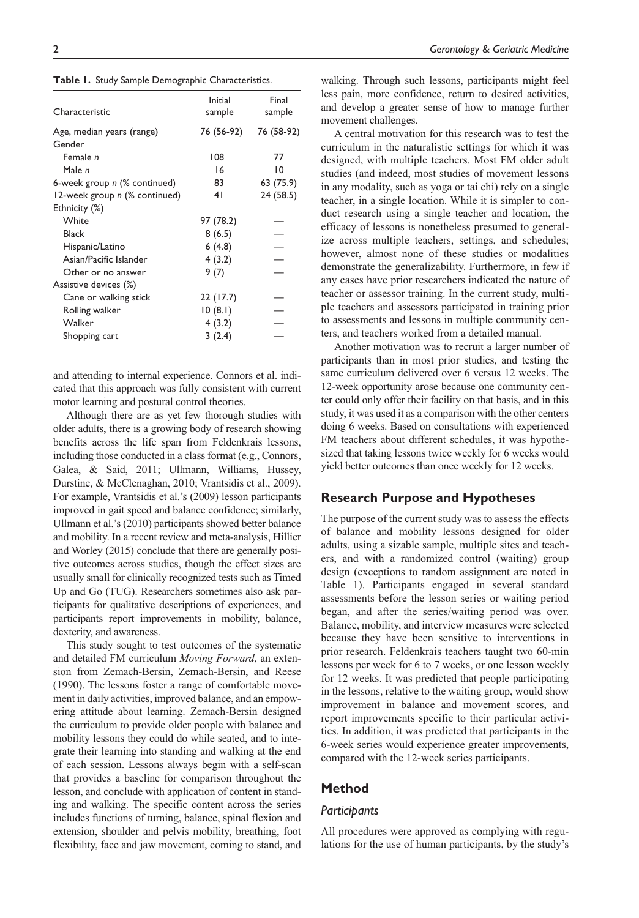**Table 1.** Study Sample Demographic Characteristics.

| Characteristic | Initial sample | Final sample |
|---|---|---|
| Age, median years (range) | 76 (56-92) | 76 (58-92) |
| Gender | | |
| Female *n* | 108 | 77 |
| Male *n* | 16 | 10 |
| 6-week group *n* (% continued) | 83 | 63 (75.9) |
| 12-week group *n* (% continued) | 41 | 24 (58.5) |
| Ethnicity (%) | | |
| White | 97 (78.2) | — |
| Black | 8 (6.5) | — |
| Hispanic/Latino | 6 (4.8) | — |
| Asian/Pacific Islander | 4 (3.2) | — |
| Other or no answer | 9 (7) | — |
| Assistive devices (%) | | |
| Cane or walking stick | 22 (17.7) | — |
| Rolling walker | 10 (8.1) | — |
| Walker | 4 (3.2) | — |
| Shopping cart | 3 (2.4) | — |

and attending to internal experience. Connors et al. indicated that this approach was fully consistent with current motor learning and postural control theories.

Although there are as yet few thorough studies with older adults, there is a growing body of research showing benefits across the life span from Feldenkrais lessons, including those conducted in a class format (e.g., Connors, Galea, & Said, 2011; Ullmann, Williams, Hussey, Durstine, & McClenaghan, 2010; Vrantsidis et al., 2009). For example, Vrantsidis et al.'s (2009) lesson participants improved in gait speed and balance confidence; similarly, Ullmann et al.'s (2010) participants showed better balance and mobility. In a recent review and meta-analysis, Hillier and Worley (2015) conclude that there are generally positive outcomes across studies, though the effect sizes are usually small for clinically recognized tests such as Timed Up and Go (TUG). Researchers sometimes also ask participants for qualitative descriptions of experiences, and participants report improvements in mobility, balance, dexterity, and awareness.

This study sought to test outcomes of the systematic and detailed FM curriculum *Moving Forward*, an extension from Zemach-Bersin, Zemach-Bersin, and Reese (1990). The lessons foster a range of comfortable movement in daily activities, improved balance, and an empowering attitude about learning. Zemach-Bersin designed the curriculum to provide older people with balance and mobility lessons they could do while seated, and to integrate their learning into standing and walking at the end of each session. Lessons always begin with a self-scan that provides a baseline for comparison throughout the lesson, and conclude with application of content in standing and walking. The specific content across the series includes functions of turning, balance, spinal flexion and extension, shoulder and pelvis mobility, breathing, foot flexibility, face and jaw movement, coming to stand, and walking. Through such lessons, participants might feel less pain, more confidence, return to desired activities, and develop a greater sense of how to manage further movement challenges.

A central motivation for this research was to test the curriculum in the naturalistic settings for which it was designed, with multiple teachers. Most FM older adult studies (and indeed, most studies of movement lessons in any modality, such as yoga or tai chi) rely on a single teacher, in a single location. While it is simpler to conduct research using a single teacher and location, the efficacy of lessons is nonetheless presumed to generalize across multiple teachers, settings, and schedules; however, almost none of these studies or modalities demonstrate the generalizability. Furthermore, in few if any cases have prior researchers indicated the nature of teacher or assessor training. In the current study, multiple teachers and assessors participated in training prior to assessments and lessons in multiple community centers, and teachers worked from a detailed manual.

Another motivation was to recruit a larger number of participants than in most prior studies, and testing the same curriculum delivered over 6 versus 12 weeks. The 12-week opportunity arose because one community center could only offer their facility on that basis, and in this study, it was used it as a comparison with the other centers doing 6 weeks. Based on consultations with experienced FM teachers about different schedules, it was hypothesized that taking lessons twice weekly for 6 weeks would yield better outcomes than once weekly for 12 weeks.

## Research Purpose and Hypotheses

The purpose of the current study was to assess the effects of balance and mobility lessons designed for older adults, using a sizable sample, multiple sites and teachers, and with a randomized control (waiting) group design (exceptions to random assignment are noted in Table 1). Participants engaged in several standard assessments before the lesson series or waiting period began, and after the series/waiting period was over. Balance, mobility, and interview measures were selected because they have been sensitive to interventions in prior research. Feldenkrais teachers taught two 60-min lessons per week for 6 to 7 weeks, or one lesson weekly for 12 weeks. It was predicted that people participating in the lessons, relative to the waiting group, would show improvement in balance and movement scores, and report improvements specific to their particular activities. In addition, it was predicted that participants in the 6-week series would experience greater improvements, compared with the 12-week series participants.

## Method

### Participants

All procedures were approved as complying with regulations for the use of human participants, by the study's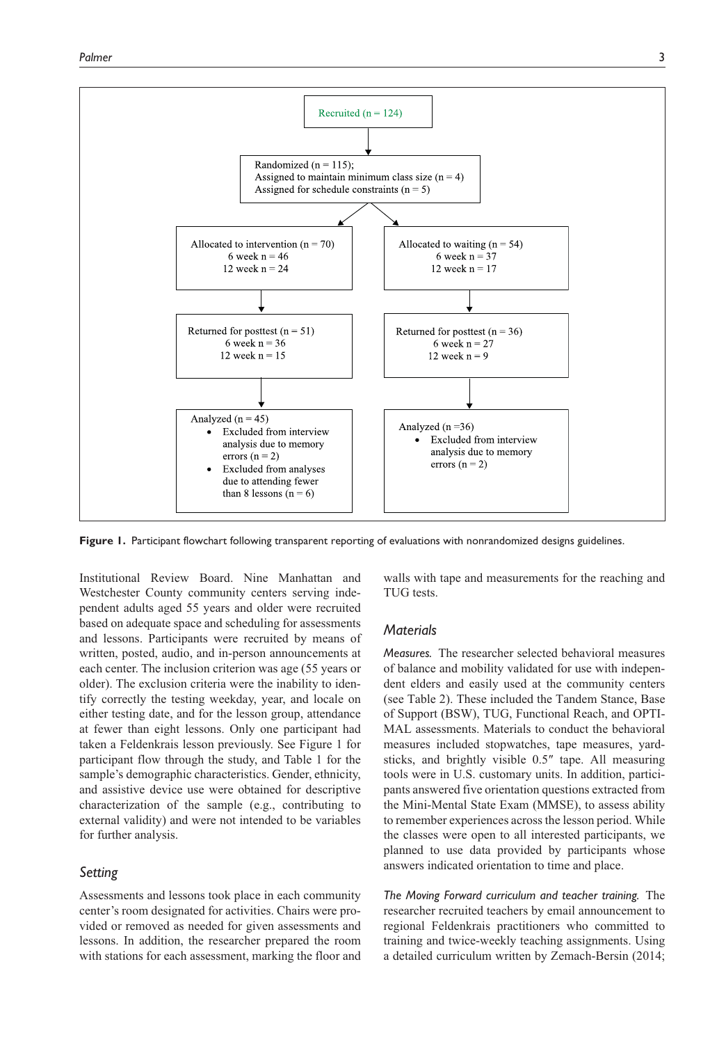Recruited (n = 124)

Randomized (n = 115);
Assigned to maintain minimum class size (n = 4)
Assigned for schedule constraints (n = 5)

| Intervention | Waiting |
|---|---|
| Allocated to intervention (n = 70)<br>6 week n = 46<br>12 week n = 24 | Allocated to waiting (n = 54)<br>6 week n = 37<br>12 week n = 17 |
| Returned for posttest (n = 51)<br>6 week n = 36<br>12 week n = 15 | Returned for posttest (n = 36)<br>6 week n = 27<br>12 week n = 9 |
| Analyzed (n = 45)<br>• Excluded from interview analysis due to memory errors (n = 2)<br>• Excluded from analyses due to attending fewer than 8 lessons (n = 6) | Analyzed (n =36)<br>• Excluded from interview analysis due to memory errors (n = 2) |

**Figure 1.** Participant flowchart following transparent reporting of evaluations with nonrandomized designs guidelines.

Institutional Review Board. Nine Manhattan and Westchester County community centers serving independent adults aged 55 years and older were recruited based on adequate space and scheduling for assessments and lessons. Participants were recruited by means of written, posted, audio, and in-person announcements at each center. The inclusion criterion was age (55 years or older). The exclusion criteria were the inability to identify correctly the testing weekday, year, and locale on either testing date, and for the lesson group, attendance at fewer than eight lessons. Only one participant had taken a Feldenkrais lesson previously. See Figure 1 for participant flow through the study, and Table 1 for the sample's demographic characteristics. Gender, ethnicity, and assistive device use were obtained for descriptive characterization of the sample (e.g., contributing to external validity) and were not intended to be variables for further analysis.

## Setting

Assessments and lessons took place in each community center's room designated for activities. Chairs were provided or removed as needed for given assessments and lessons. In addition, the researcher prepared the room with stations for each assessment, marking the floor and walls with tape and measurements for the reaching and TUG tests.

## Materials

*Measures.* The researcher selected behavioral measures of balance and mobility validated for use with independent elders and easily used at the community centers (see Table 2). These included the Tandem Stance, Base of Support (BSW), TUG, Functional Reach, and OPTIMAL assessments. Materials to conduct the behavioral measures included stopwatches, tape measures, yardsticks, and brightly visible 0.5″ tape. All measuring tools were in U.S. customary units. In addition, participants answered five orientation questions extracted from the Mini-Mental State Exam (MMSE), to assess ability to remember experiences across the lesson period. While the classes were open to all interested participants, we planned to use data provided by participants whose answers indicated orientation to time and place.

*The Moving Forward curriculum and teacher training.* The researcher recruited teachers by email announcement to regional Feldenkrais practitioners who committed to training and twice-weekly teaching assignments. Using a detailed curriculum written by Zemach-Bersin (2014;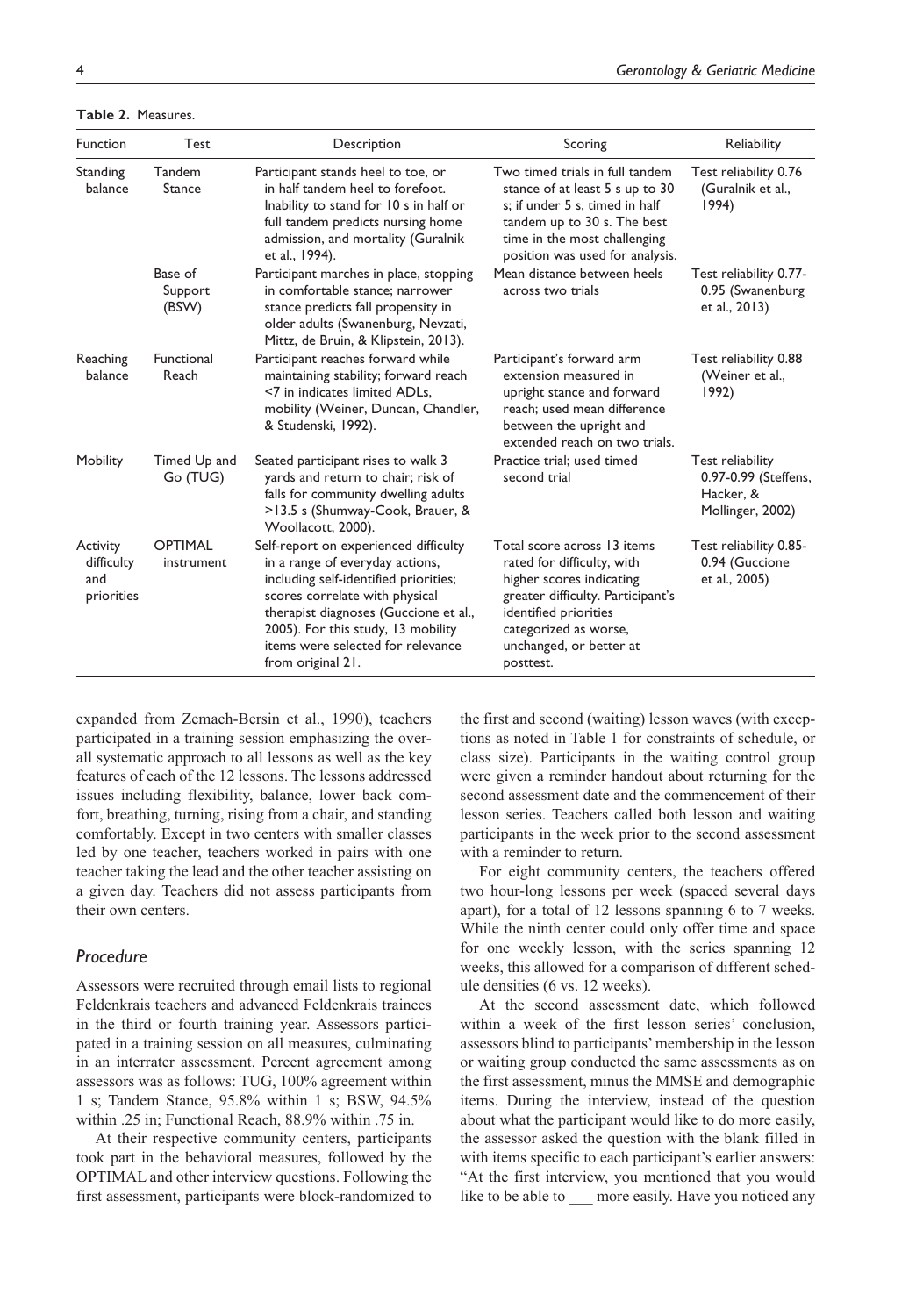**Table 2.** Measures.

| Function | Test | Description | Scoring | Reliability |
|---|---|---|---|---|
| Standing balance | Tandem Stance | Participant stands heel to toe, or in half tandem heel to forefoot. Inability to stand for 10 s in half or full tandem predicts nursing home admission, and mortality (Guralnik et al., 1994). | Two timed trials in full tandem stance of at least 5 s up to 30 s; if under 5 s, timed in half tandem up to 30 s. The best time in the most challenging position was used for analysis. | Test reliability 0.76 (Guralnik et al., 1994) |
| | Base of Support (BSW) | Participant marches in place, stopping in comfortable stance; narrower stance predicts fall propensity in older adults (Swanenburg, Nevzati, Mittz, de Bruin, & Klipstein, 2013). | Mean distance between heels across two trials | Test reliability 0.77-0.95 (Swanenburg et al., 2013) |
| Reaching balance | Functional Reach | Participant reaches forward while maintaining stability; forward reach <7 in indicates limited ADLs, mobility (Weiner, Duncan, Chandler, & Studenski, 1992). | Participant's forward arm extension measured in upright stance and forward reach; used mean difference between the upright and extended reach on two trials. | Test reliability 0.88 (Weiner et al., 1992) |
| Mobility | Timed Up and Go (TUG) | Seated participant rises to walk 3 yards and return to chair; risk of falls for community dwelling adults >13.5 s (Shumway-Cook, Brauer, & Woollacott, 2000). | Practice trial; used timed second trial | Test reliability 0.97-0.99 (Steffens, Hacker, & Mollinger, 2002) |
| Activity difficulty and priorities | OPTIMAL instrument | Self-report on experienced difficulty in a range of everyday actions, including self-identified priorities; scores correlate with physical therapist diagnoses (Guccione et al., 2005). For this study, 13 mobility items were selected for relevance from original 21. | Total score across 13 items rated for difficulty, with higher scores indicating greater difficulty. Participant's identified priorities categorized as worse, unchanged, or better at posttest. | Test reliability 0.85-0.94 (Guccione et al., 2005) |

expanded from Zemach-Bersin et al., 1990), teachers participated in a training session emphasizing the overall systematic approach to all lessons as well as the key features of each of the 12 lessons. The lessons addressed issues including flexibility, balance, lower back comfort, breathing, turning, rising from a chair, and standing comfortably. Except in two centers with smaller classes led by one teacher, teachers worked in pairs with one teacher taking the lead and the other teacher assisting on a given day. Teachers did not assess participants from their own centers.

## *Procedure*

Assessors were recruited through email lists to regional Feldenkrais teachers and advanced Feldenkrais trainees in the third or fourth training year. Assessors participated in a training session on all measures, culminating in an interrater assessment. Percent agreement among assessors was as follows: TUG, 100% agreement within 1 s; Tandem Stance, 95.8% within 1 s; BSW, 94.5% within .25 in; Functional Reach, 88.9% within .75 in.

At their respective community centers, participants took part in the behavioral measures, followed by the OPTIMAL and other interview questions. Following the first assessment, participants were block-randomized to the first and second (waiting) lesson waves (with exceptions as noted in Table 1 for constraints of schedule, or class size). Participants in the waiting control group were given a reminder handout about returning for the second assessment date and the commencement of their lesson series. Teachers called both lesson and waiting participants in the week prior to the second assessment with a reminder to return.

For eight community centers, the teachers offered two hour-long lessons per week (spaced several days apart), for a total of 12 lessons spanning 6 to 7 weeks. While the ninth center could only offer time and space for one weekly lesson, with the series spanning 12 weeks, this allowed for a comparison of different schedule densities (6 vs. 12 weeks).

At the second assessment date, which followed within a week of the first lesson series' conclusion, assessors blind to participants' membership in the lesson or waiting group conducted the same assessments as on the first assessment, minus the MMSE and demographic items. During the interview, instead of the question about what the participant would like to do more easily, the assessor asked the question with the blank filled in with items specific to each participant's earlier answers: "At the first interview, you mentioned that you would like to be able to ___ more easily. Have you noticed any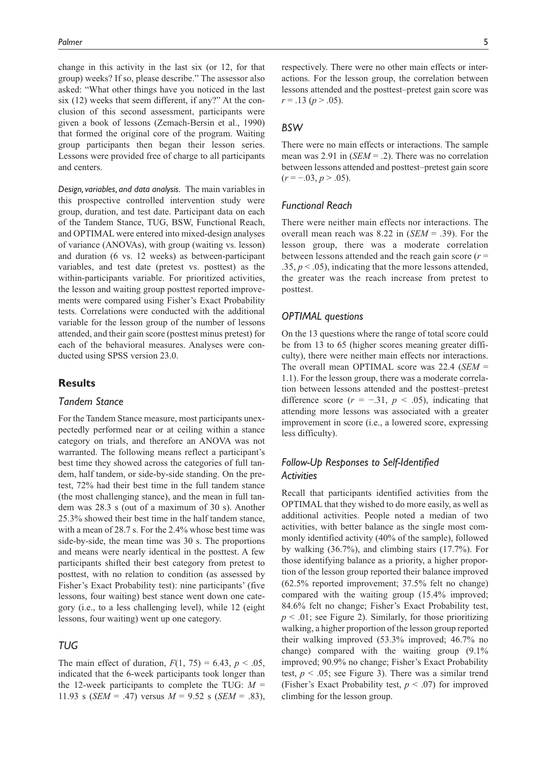change in this activity in the last six (or 12, for that group) weeks? If so, please describe." The assessor also asked: "What other things have you noticed in the last six (12) weeks that seem different, if any?" At the conclusion of this second assessment, participants were given a book of lessons (Zemach-Bersin et al., 1990) that formed the original core of the program. Waiting group participants then began their lesson series. Lessons were provided free of charge to all participants and centers.

*Design, variables, and data analysis.* The main variables in this prospective controlled intervention study were group, duration, and test date. Participant data on each of the Tandem Stance, TUG, BSW, Functional Reach, and OPTIMAL were entered into mixed-design analyses of variance (ANOVAs), with group (waiting vs. lesson) and duration (6 vs. 12 weeks) as between-participant variables, and test date (pretest vs. posttest) as the within-participants variable. For prioritized activities, the lesson and waiting group posttest reported improvements were compared using Fisher's Exact Probability tests. Correlations were conducted with the additional variable for the lesson group of the number of lessons attended, and their gain score (posttest minus pretest) for each of the behavioral measures. Analyses were conducted using SPSS version 23.0.

## Results

### Tandem Stance

For the Tandem Stance measure, most participants unexpectedly performed near or at ceiling within a stance category on trials, and therefore an ANOVA was not warranted. The following means reflect a participant's best time they showed across the categories of full tandem, half tandem, or side-by-side standing. On the pretest, 72% had their best time in the full tandem stance (the most challenging stance), and the mean in full tandem was 28.3 s (out of a maximum of 30 s). Another 25.3% showed their best time in the half tandem stance, with a mean of 28.7 s. For the 2.4% whose best time was side-by-side, the mean time was 30 s. The proportions and means were nearly identical in the posttest. A few participants shifted their best category from pretest to posttest, with no relation to condition (as assessed by Fisher's Exact Probability test): nine participants' (five lessons, four waiting) best stance went down one category (i.e., to a less challenging level), while 12 (eight lessons, four waiting) went up one category.

### TUG

The main effect of duration, $F(1, 75) = 6.43$, $p < .05$, indicated that the 6-week participants took longer than the 12-week participants to complete the TUG: $M = 11.93$ s ($SEM = .47$) versus $M = 9.52$ s ($SEM = .83$), respectively. There were no other main effects or interactions. For the lesson group, the correlation between lessons attended and the posttest–pretest gain score was $r = .13$ ($p > .05$).

### BSW

There were no main effects or interactions. The sample mean was 2.91 in ($SEM = .2$). There was no correlation between lessons attended and posttest–pretest gain score ($r = -.03$, $p > .05$).

### Functional Reach

There were neither main effects nor interactions. The overall mean reach was 8.22 in ($SEM = .39$). For the lesson group, there was a moderate correlation between lessons attended and the reach gain score ($r = .35$, $p < .05$), indicating that the more lessons attended, the greater was the reach increase from pretest to posttest.

### OPTIMAL questions

On the 13 questions where the range of total score could be from 13 to 65 (higher scores meaning greater difficulty), there were neither main effects nor interactions. The overall mean OPTIMAL score was 22.4 ($SEM = 1.1$). For the lesson group, there was a moderate correlation between lessons attended and the posttest–pretest difference score ($r = -.31$, $p < .05$), indicating that attending more lessons was associated with a greater improvement in score (i.e., a lowered score, expressing less difficulty).

### Follow-Up Responses to Self-Identified Activities

Recall that participants identified activities from the OPTIMAL that they wished to do more easily, as well as additional activities. People noted a median of two activities, with better balance as the single most commonly identified activity (40% of the sample), followed by walking (36.7%), and climbing stairs (17.7%). For those identifying balance as a priority, a higher proportion of the lesson group reported their balance improved (62.5% reported improvement; 37.5% felt no change) compared with the waiting group (15.4% improved; 84.6% felt no change; Fisher's Exact Probability test, $p < .01$; see Figure 2). Similarly, for those prioritizing walking, a higher proportion of the lesson group reported their walking improved (53.3% improved; 46.7% no change) compared with the waiting group (9.1% improved; 90.9% no change; Fisher's Exact Probability test, $p < .05$; see Figure 3). There was a similar trend (Fisher's Exact Probability test, $p < .07$) for improved climbing for the lesson group.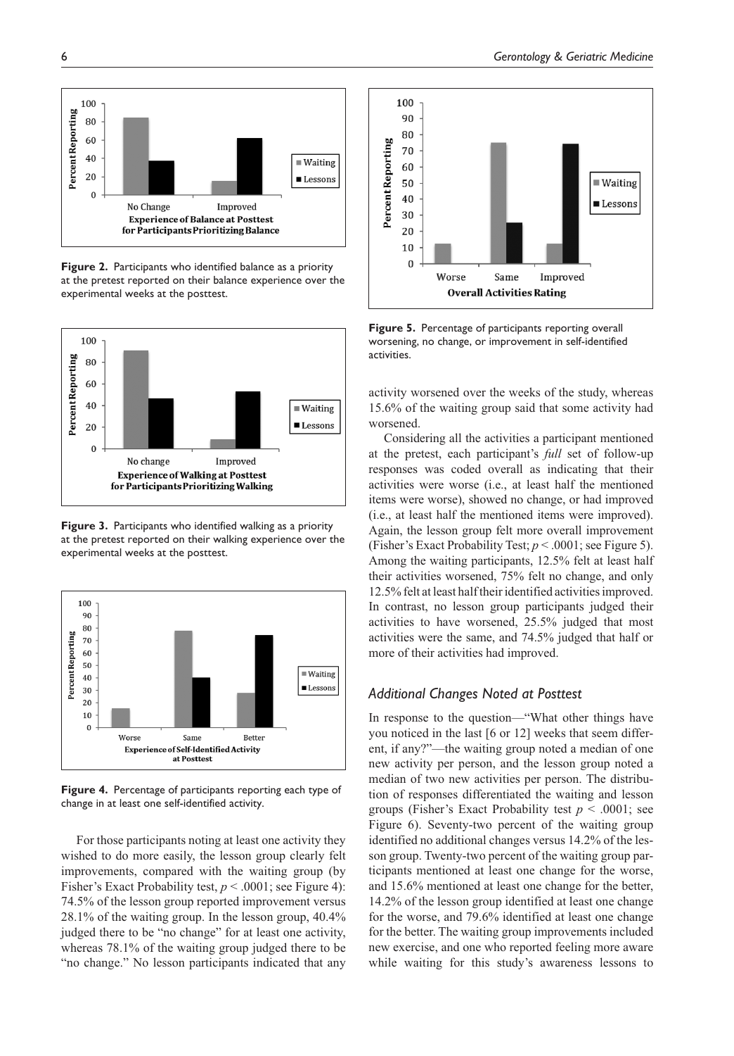**Figure 2.** Participants who identified balance as a priority at the pretest reported on their balance experience over the experimental weeks at the posttest.

**Figure 3.** Participants who identified walking as a priority at the pretest reported on their walking experience over the experimental weeks at the posttest.

**Figure 4.** Percentage of participants reporting each type of change in at least one self-identified activity.

For those participants noting at least one activity they wished to do more easily, the lesson group clearly felt improvements, compared with the waiting group (by Fisher's Exact Probability test, $p < .0001$; see Figure 4): 74.5% of the lesson group reported improvement versus 28.1% of the waiting group. In the lesson group, 40.4% judged there to be "no change" for at least one activity, whereas 78.1% of the waiting group judged there to be "no change." No lesson participants indicated that any activity worsened over the weeks of the study, whereas 15.6% of the waiting group said that some activity had worsened.

**Figure 5.** Percentage of participants reporting overall worsening, no change, or improvement in self-identified activities.

Considering all the activities a participant mentioned at the pretest, each participant's *full* set of follow-up responses was coded overall as indicating that their activities were worse (i.e., at least half the mentioned items were worse), showed no change, or had improved (i.e., at least half the mentioned items were improved). Again, the lesson group felt more overall improvement (Fisher's Exact Probability Test; $p < .0001$; see Figure 5). Among the waiting participants, 12.5% felt at least half their activities worsened, 75% felt no change, and only 12.5% felt at least half their identified activities improved. In contrast, no lesson group participants judged their activities to have worsened, 25.5% judged that most activities were the same, and 74.5% judged that half or more of their activities had improved.

## *Additional Changes Noted at Posttest*

In response to the question—"What other things have you noticed in the last [6 or 12] weeks that seem different, if any?"—the waiting group noted a median of one new activity per person, and the lesson group noted a median of two new activities per person. The distribution of responses differentiated the waiting and lesson groups (Fisher's Exact Probability test $p < .0001$; see Figure 6). Seventy-two percent of the waiting group identified no additional changes versus 14.2% of the lesson group. Twenty-two percent of the waiting group participants mentioned at least one change for the worse, and 15.6% mentioned at least one change for the better, 14.2% of the lesson group identified at least one change for the worse, and 79.6% identified at least one change for the better. The waiting group improvements included new exercise, and one who reported feeling more aware while waiting for this study's awareness lessons to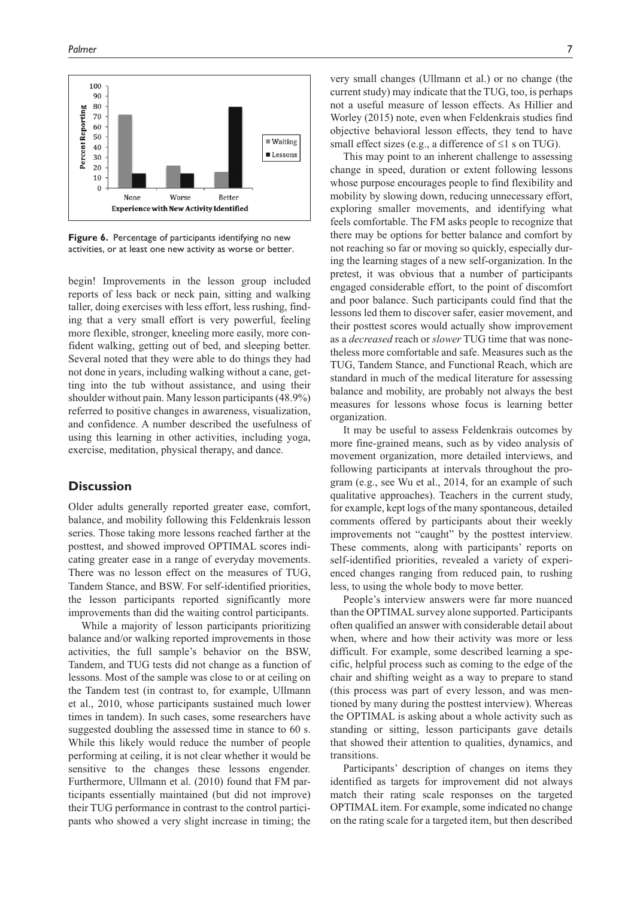100
90
80
70
60
50
40
30
20
10
0

Percent Reporting

None
Worse
Better

Experience with New Activity Identified

Waiting
Lessons

**Figure 6.** Percentage of participants identifying no new activities, or at least one new activity as worse or better.

begin! Improvements in the lesson group included reports of less back or neck pain, sitting and walking taller, doing exercises with less effort, less rushing, finding that a very small effort is very powerful, feeling more flexible, stronger, kneeling more easily, more confident walking, getting out of bed, and sleeping better. Several noted that they were able to do things they had not done in years, including walking without a cane, getting into the tub without assistance, and using their shoulder without pain. Many lesson participants (48.9%) referred to positive changes in awareness, visualization, and confidence. A number described the usefulness of using this learning in other activities, including yoga, exercise, meditation, physical therapy, and dance.

## Discussion

Older adults generally reported greater ease, comfort, balance, and mobility following this Feldenkrais lesson series. Those taking more lessons reached farther at the posttest, and showed improved OPTIMAL scores indicating greater ease in a range of everyday movements. There was no lesson effect on the measures of TUG, Tandem Stance, and BSW. For self-identified priorities, the lesson participants reported significantly more improvements than did the waiting control participants.

While a majority of lesson participants prioritizing balance and/or walking reported improvements in those activities, the full sample's behavior on the BSW, Tandem, and TUG tests did not change as a function of lessons. Most of the sample was close to or at ceiling on the Tandem test (in contrast to, for example, Ullmann et al., 2010, whose participants sustained much lower times in tandem). In such cases, some researchers have suggested doubling the assessed time in stance to 60 s. While this likely would reduce the number of people performing at ceiling, it is not clear whether it would be sensitive to the changes these lessons engender. Furthermore, Ullmann et al. (2010) found that FM participants essentially maintained (but did not improve) their TUG performance in contrast to the control participants who showed a very slight increase in timing; the very small changes (Ullmann et al.) or no change (the current study) may indicate that the TUG, too, is perhaps not a useful measure of lesson effects. As Hillier and Worley (2015) note, even when Feldenkrais studies find objective behavioral lesson effects, they tend to have small effect sizes (e.g., a difference of ≤1 s on TUG).

This may point to an inherent challenge to assessing change in speed, duration or extent following lessons whose purpose encourages people to find flexibility and mobility by slowing down, reducing unnecessary effort, exploring smaller movements, and identifying what feels comfortable. The FM asks people to recognize that there may be options for better balance and comfort by not reaching so far or moving so quickly, especially during the learning stages of a new self-organization. In the pretest, it was obvious that a number of participants engaged considerable effort, to the point of discomfort and poor balance. Such participants could find that the lessons led them to discover safer, easier movement, and their posttest scores would actually show improvement as a *decreased* reach or *slower* TUG time that was nonetheless more comfortable and safe. Measures such as the TUG, Tandem Stance, and Functional Reach, which are standard in much of the medical literature for assessing balance and mobility, are probably not always the best measures for lessons whose focus is learning better organization.

It may be useful to assess Feldenkrais outcomes by more fine-grained means, such as by video analysis of movement organization, more detailed interviews, and following participants at intervals throughout the program (e.g., see Wu et al., 2014, for an example of such qualitative approaches). Teachers in the current study, for example, kept logs of the many spontaneous, detailed comments offered by participants about their weekly improvements not "caught" by the posttest interview. These comments, along with participants' reports on self-identified priorities, revealed a variety of experienced changes ranging from reduced pain, to rushing less, to using the whole body to move better.

People's interview answers were far more nuanced than the OPTIMAL survey alone supported. Participants often qualified an answer with considerable detail about when, where and how their activity was more or less difficult. For example, some described learning a specific, helpful process such as coming to the edge of the chair and shifting weight as a way to prepare to stand (this process was part of every lesson, and was mentioned by many during the posttest interview). Whereas the OPTIMAL is asking about a whole activity such as standing or sitting, lesson participants gave details that showed their attention to qualities, dynamics, and transitions.

Participants' description of changes on items they identified as targets for improvement did not always match their rating scale responses on the targeted OPTIMAL item. For example, some indicated no change on the rating scale for a targeted item, but then described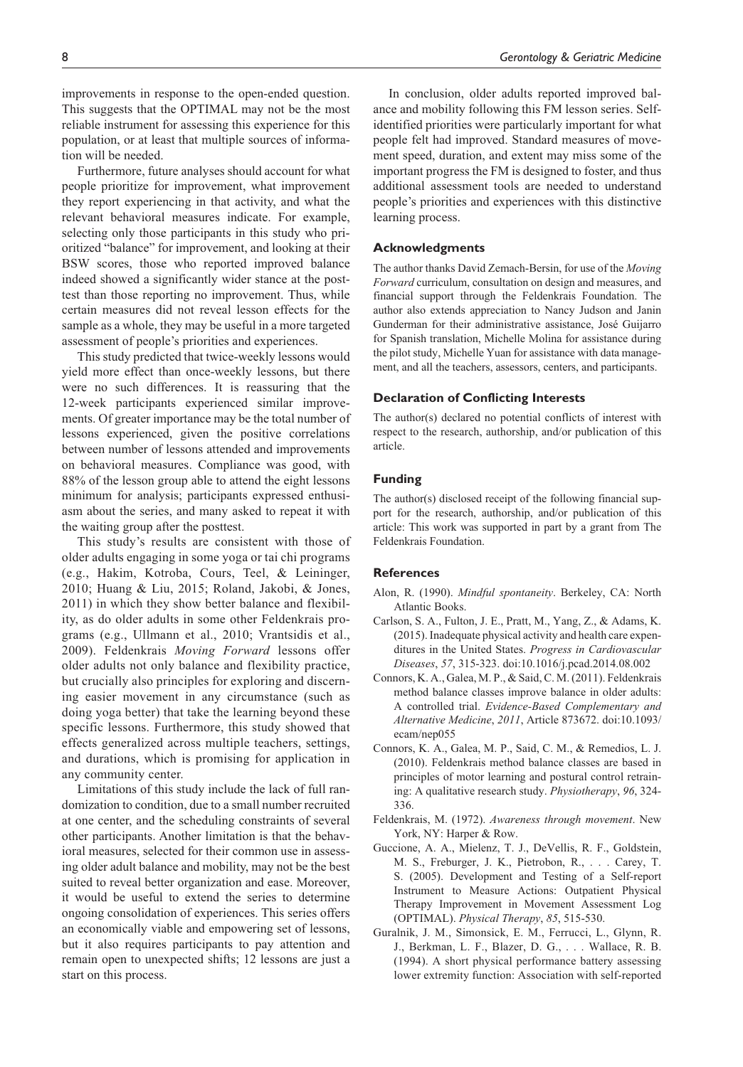improvements in response to the open-ended question. This suggests that the OPTIMAL may not be the most reliable instrument for assessing this experience for this population, or at least that multiple sources of information will be needed.

Furthermore, future analyses should account for what people prioritize for improvement, what improvement they report experiencing in that activity, and what the relevant behavioral measures indicate. For example, selecting only those participants in this study who prioritized "balance" for improvement, and looking at their BSW scores, those who reported improved balance indeed showed a significantly wider stance at the posttest than those reporting no improvement. Thus, while certain measures did not reveal lesson effects for the sample as a whole, they may be useful in a more targeted assessment of people's priorities and experiences.

This study predicted that twice-weekly lessons would yield more effect than once-weekly lessons, but there were no such differences. It is reassuring that the 12-week participants experienced similar improvements. Of greater importance may be the total number of lessons experienced, given the positive correlations between number of lessons attended and improvements on behavioral measures. Compliance was good, with 88% of the lesson group able to attend the eight lessons minimum for analysis; participants expressed enthusiasm about the series, and many asked to repeat it with the waiting group after the posttest.

This study's results are consistent with those of older adults engaging in some yoga or tai chi programs (e.g., Hakim, Kotroba, Cours, Teel, & Leininger, 2010; Huang & Liu, 2015; Roland, Jakobi, & Jones, 2011) in which they show better balance and flexibility, as do older adults in some other Feldenkrais programs (e.g., Ullmann et al., 2010; Vrantsidis et al., 2009). Feldenkrais *Moving Forward* lessons offer older adults not only balance and flexibility practice, but crucially also principles for exploring and discerning easier movement in any circumstance (such as doing yoga better) that take the learning beyond these specific lessons. Furthermore, this study showed that effects generalized across multiple teachers, settings, and durations, which is promising for application in any community center.

Limitations of this study include the lack of full randomization to condition, due to a small number recruited at one center, and the scheduling constraints of several other participants. Another limitation is that the behavioral measures, selected for their common use in assessing older adult balance and mobility, may not be the best suited to reveal better organization and ease. Moreover, it would be useful to extend the series to determine ongoing consolidation of experiences. This series offers an economically viable and empowering set of lessons, but it also requires participants to pay attention and remain open to unexpected shifts; 12 lessons are just a start on this process.

In conclusion, older adults reported improved balance and mobility following this FM lesson series. Self-identified priorities were particularly important for what people felt had improved. Standard measures of movement speed, duration, and extent may miss some of the important progress the FM is designed to foster, and thus additional assessment tools are needed to understand people's priorities and experiences with this distinctive learning process.

## Acknowledgments

The author thanks David Zemach-Bersin, for use of the *Moving Forward* curriculum, consultation on design and measures, and financial support through the Feldenkrais Foundation. The author also extends appreciation to Nancy Judson and Janin Gunderman for their administrative assistance, José Guijarro for Spanish translation, Michelle Molina for assistance during the pilot study, Michelle Yuan for assistance with data management, and all the teachers, assessors, centers, and participants.

## Declaration of Conflicting Interests

The author(s) declared no potential conflicts of interest with respect to the research, authorship, and/or publication of this article.

## Funding

The author(s) disclosed receipt of the following financial support for the research, authorship, and/or publication of this article: This work was supported in part by a grant from The Feldenkrais Foundation.

## References

Alon, R. (1990). *Mindful spontaneity*. Berkeley, CA: North Atlantic Books.

Carlson, S. A., Fulton, J. E., Pratt, M., Yang, Z., & Adams, K. (2015). Inadequate physical activity and health care expenditures in the United States. *Progress in Cardiovascular Diseases*, *57*, 315-323. doi:10.1016/j.pcad.2014.08.002

Connors, K. A., Galea, M. P., & Said, C. M. (2011). Feldenkrais method balance classes improve balance in older adults: A controlled trial. *Evidence-Based Complementary and Alternative Medicine*, *2011*, Article 873672. doi:10.1093/ecam/nep055

Connors, K. A., Galea, M. P., Said, C. M., & Remedios, L. J. (2010). Feldenkrais method balance classes are based in principles of motor learning and postural control retraining: A qualitative research study. *Physiotherapy*, *96*, 324-336.

Feldenkrais, M. (1972). *Awareness through movement*. New York, NY: Harper & Row.

Guccione, A. A., Mielenz, T. J., DeVellis, R. F., Goldstein, M. S., Freburger, J. K., Pietrobon, R., . . . Carey, T. S. (2005). Development and Testing of a Self-report Instrument to Measure Actions: Outpatient Physical Therapy Improvement in Movement Assessment Log (OPTIMAL). *Physical Therapy*, *85*, 515-530.

Guralnik, J. M., Simonsick, E. M., Ferrucci, L., Glynn, R. J., Berkman, L. F., Blazer, D. G., . . . Wallace, R. B. (1994). A short physical performance battery assessing lower extremity function: Association with self-reported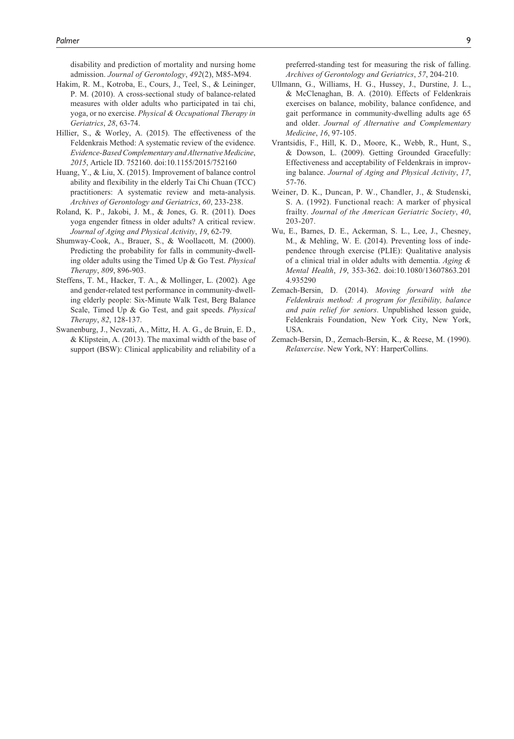disability and prediction of mortality and nursing home admission. *Journal of Gerontology*, *492*(2), M85-M94.

Hakim, R. M., Kotroba, E., Cours, J., Teel, S., & Leininger, P. M. (2010). A cross-sectional study of balance-related measures with older adults who participated in tai chi, yoga, or no exercise. *Physical & Occupational Therapy in Geriatrics*, *28*, 63-74.

Hillier, S., & Worley, A. (2015). The effectiveness of the Feldenkrais Method: A systematic review of the evidence. *Evidence-Based Complementary and Alternative Medicine*, *2015*, Article ID. 752160. doi:10.1155/2015/752160

Huang, Y., & Liu, X. (2015). Improvement of balance control ability and flexibility in the elderly Tai Chi Chuan (TCC) practitioners: A systematic review and meta-analysis. *Archives of Gerontology and Geriatrics*, *60*, 233-238.

Roland, K. P., Jakobi, J. M., & Jones, G. R. (2011). Does yoga engender fitness in older adults? A critical review. *Journal of Aging and Physical Activity*, *19*, 62-79.

Shumway-Cook, A., Brauer, S., & Woollacott, M. (2000). Predicting the probability for falls in community-dwelling older adults using the Timed Up & Go Test. *Physical Therapy*, *809*, 896-903.

Steffens, T. M., Hacker, T. A., & Mollinger, L. (2002). Age and gender-related test performance in community-dwelling elderly people: Six-Minute Walk Test, Berg Balance Scale, Timed Up & Go Test, and gait speeds. *Physical Therapy*, *82*, 128-137.

Swanenburg, J., Nevzati, A., Mittz, H. A. G., de Bruin, E. D., & Klipstein, A. (2013). The maximal width of the base of support (BSW): Clinical applicability and reliability of a preferred-standing test for measuring the risk of falling. *Archives of Gerontology and Geriatrics*, *57*, 204-210.

Ullmann, G., Williams, H. G., Hussey, J., Durstine, J. L., & McClenaghan, B. A. (2010). Effects of Feldenkrais exercises on balance, mobility, balance confidence, and gait performance in community-dwelling adults age 65 and older. *Journal of Alternative and Complementary Medicine*, *16*, 97-105.

Vrantsidis, F., Hill, K. D., Moore, K., Webb, R., Hunt, S., & Dowson, L. (2009). Getting Grounded Gracefully: Effectiveness and acceptability of Feldenkrais in improving balance. *Journal of Aging and Physical Activity*, *17*, 57-76.

Weiner, D. K., Duncan, P. W., Chandler, J., & Studenski, S. A. (1992). Functional reach: A marker of physical frailty. *Journal of the American Geriatric Society*, *40*, 203-207.

Wu, E., Barnes, D. E., Ackerman, S. L., Lee, J., Chesney, M., & Mehling, W. E. (2014). Preventing loss of independence through exercise (PLIE): Qualitative analysis of a clinical trial in older adults with dementia. *Aging & Mental Health*, *19*, 353-362. doi:10.1080/13607863.2014.935290

Zemach-Bersin, D. (2014). *Moving forward with the Feldenkrais method: A program for flexibility, balance and pain relief for seniors*. Unpublished lesson guide, Feldenkrais Foundation, New York City, New York, USA.

Zemach-Bersin, D., Zemach-Bersin, K., & Reese, M. (1990). *Relaxercise*. New York, NY: HarperCollins.